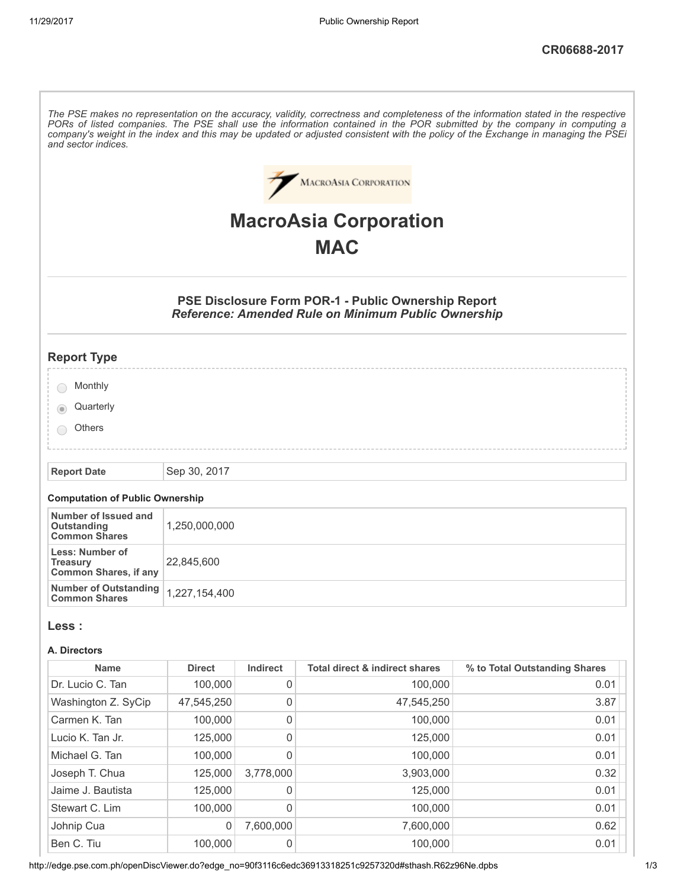CR06688-2017

*The PSE makes no representation on the accuracy, validity, correctness and completeness of the information stated in the respective PORs of listed companies. The PSE shall use the information contained in the POR submitted by the company in computing a company's weight in the index and this may be updated or adjusted consistent with the policy of the Exchange in managing the PSEi and sector indices.*

# MacroAsia Corporation
# MAC

### PSE Disclosure Form POR-1 - Public Ownership Report
### *Reference: Amended Rule on Minimum Public Ownership*

## Report Type

- ○ Monthly
- ◉ Quarterly
- ○ Others

| Report Date | Sep 30, 2017 |
|---|---|

**Computation of Public Ownership**

| Number of Issued and Outstanding Common Shares | 1,250,000,000 |
|---|---|
| Less: Number of Treasury Common Shares, if any | 22,845,600 |
| Number of Outstanding Common Shares | 1,227,154,400 |

## Less :

**A. Directors**

| Name | Direct | Indirect | Total direct & indirect shares | % to Total Outstanding Shares |
|---|---|---|---|---|
| Dr. Lucio C. Tan | 100,000 | 0 | 100,000 | 0.01 |
| Washington Z. SyCip | 47,545,250 | 0 | 47,545,250 | 3.87 |
| Carmen K. Tan | 100,000 | 0 | 100,000 | 0.01 |
| Lucio K. Tan Jr. | 125,000 | 0 | 125,000 | 0.01 |
| Michael G. Tan | 100,000 | 0 | 100,000 | 0.01 |
| Joseph T. Chua | 125,000 | 3,778,000 | 3,903,000 | 0.32 |
| Jaime J. Bautista | 125,000 | 0 | 125,000 | 0.01 |
| Stewart C. Lim | 100,000 | 0 | 100,000 | 0.01 |
| Johnip Cua | 0 | 7,600,000 | 7,600,000 | 0.62 |
| Ben C. Tiu | 100,000 | 0 | 100,000 | 0.01 |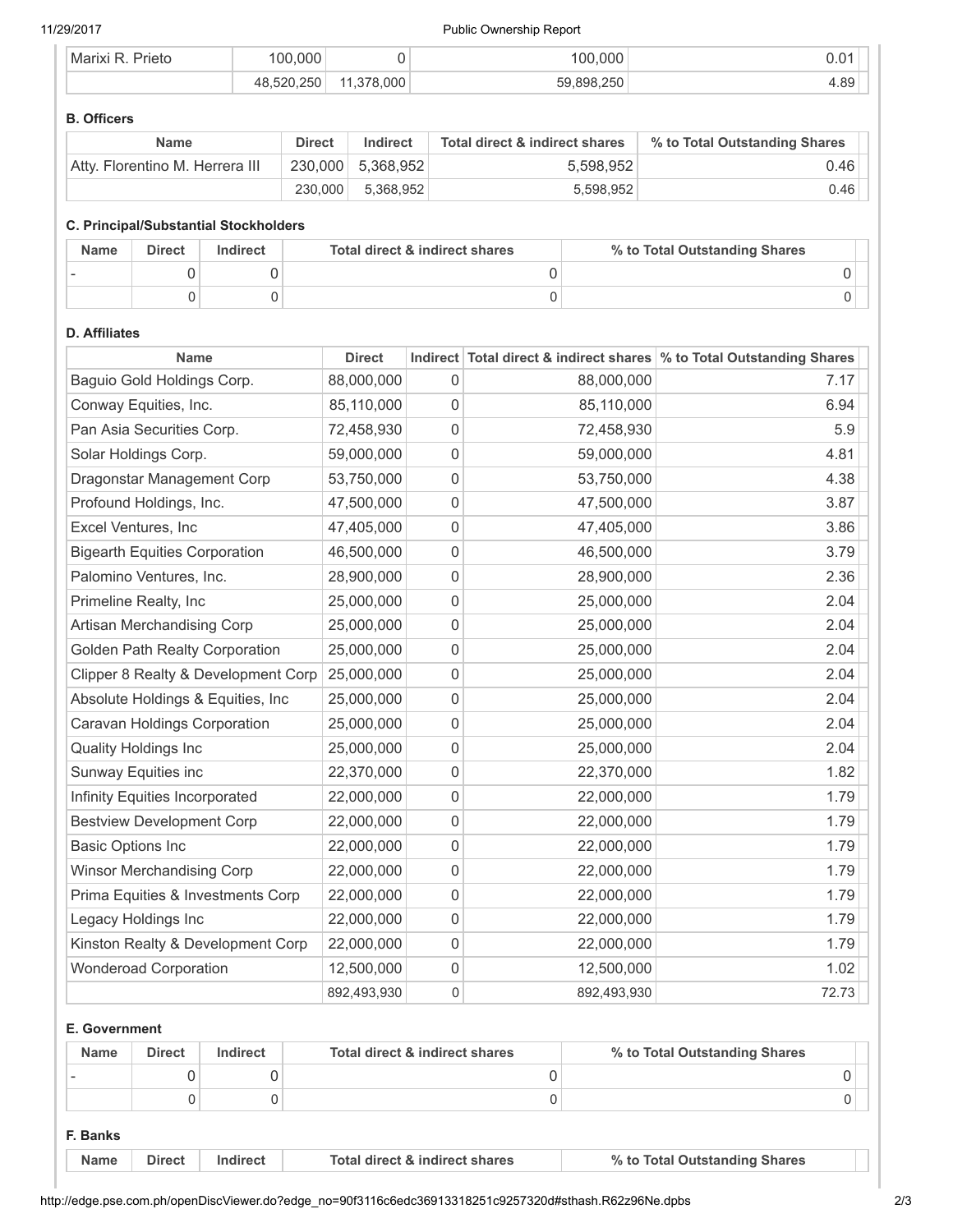| Marixi R. Prieto | 100,000 | 0 | 100,000 | 0.01 |
|---|---|---|---|---|
| | 48,520,250 | 11,378,000 | 59,898,250 | 4.89 |

### B. Officers

| Name | Direct | Indirect | Total direct & indirect shares | % to Total Outstanding Shares |
|---|---|---|---|---|
| Atty. Florentino M. Herrera III | 230,000 | 5,368,952 | 5,598,952 | 0.46 |
| | 230,000 | 5,368,952 | 5,598,952 | 0.46 |

### C. Principal/Substantial Stockholders

| Name | Direct | Indirect | Total direct & indirect shares | % to Total Outstanding Shares |
|---|---|---|---|---|
| - | 0 | 0 | 0 | 0 |
| | 0 | 0 | 0 | 0 |

### D. Affiliates

| Name | Direct | Indirect | Total direct & indirect shares | % to Total Outstanding Shares |
|---|---|---|---|---|
| Baguio Gold Holdings Corp. | 88,000,000 | 0 | 88,000,000 | 7.17 |
| Conway Equities, Inc. | 85,110,000 | 0 | 85,110,000 | 6.94 |
| Pan Asia Securities Corp. | 72,458,930 | 0 | 72,458,930 | 5.9 |
| Solar Holdings Corp. | 59,000,000 | 0 | 59,000,000 | 4.81 |
| Dragonstar Management Corp | 53,750,000 | 0 | 53,750,000 | 4.38 |
| Profound Holdings, Inc. | 47,500,000 | 0 | 47,500,000 | 3.87 |
| Excel Ventures, Inc | 47,405,000 | 0 | 47,405,000 | 3.86 |
| Bigearth Equities Corporation | 46,500,000 | 0 | 46,500,000 | 3.79 |
| Palomino Ventures, Inc. | 28,900,000 | 0 | 28,900,000 | 2.36 |
| Primeline Realty, Inc | 25,000,000 | 0 | 25,000,000 | 2.04 |
| Artisan Merchandising Corp | 25,000,000 | 0 | 25,000,000 | 2.04 |
| Golden Path Realty Corporation | 25,000,000 | 0 | 25,000,000 | 2.04 |
| Clipper 8 Realty & Development Corp | 25,000,000 | 0 | 25,000,000 | 2.04 |
| Absolute Holdings & Equities, Inc | 25,000,000 | 0 | 25,000,000 | 2.04 |
| Caravan Holdings Corporation | 25,000,000 | 0 | 25,000,000 | 2.04 |
| Quality Holdings Inc | 25,000,000 | 0 | 25,000,000 | 2.04 |
| Sunway Equities inc | 22,370,000 | 0 | 22,370,000 | 1.82 |
| Infinity Equities Incorporated | 22,000,000 | 0 | 22,000,000 | 1.79 |
| Bestview Development Corp | 22,000,000 | 0 | 22,000,000 | 1.79 |
| Basic Options Inc | 22,000,000 | 0 | 22,000,000 | 1.79 |
| Winsor Merchandising Corp | 22,000,000 | 0 | 22,000,000 | 1.79 |
| Prima Equities & Investments Corp | 22,000,000 | 0 | 22,000,000 | 1.79 |
| Legacy Holdings Inc | 22,000,000 | 0 | 22,000,000 | 1.79 |
| Kinston Realty & Development Corp | 22,000,000 | 0 | 22,000,000 | 1.79 |
| Wonderoad Corporation | 12,500,000 | 0 | 12,500,000 | 1.02 |
| | 892,493,930 | 0 | 892,493,930 | 72.73 |

### E. Government

| Name | Direct | Indirect | Total direct & indirect shares | % to Total Outstanding Shares |
|---|---|---|---|---|
| - | 0 | 0 | 0 | 0 |
| | 0 | 0 | 0 | 0 |

### F. Banks

| Name | Direct | Indirect | Total direct & indirect shares | % to Total Outstanding Shares |
|---|---|---|---|---|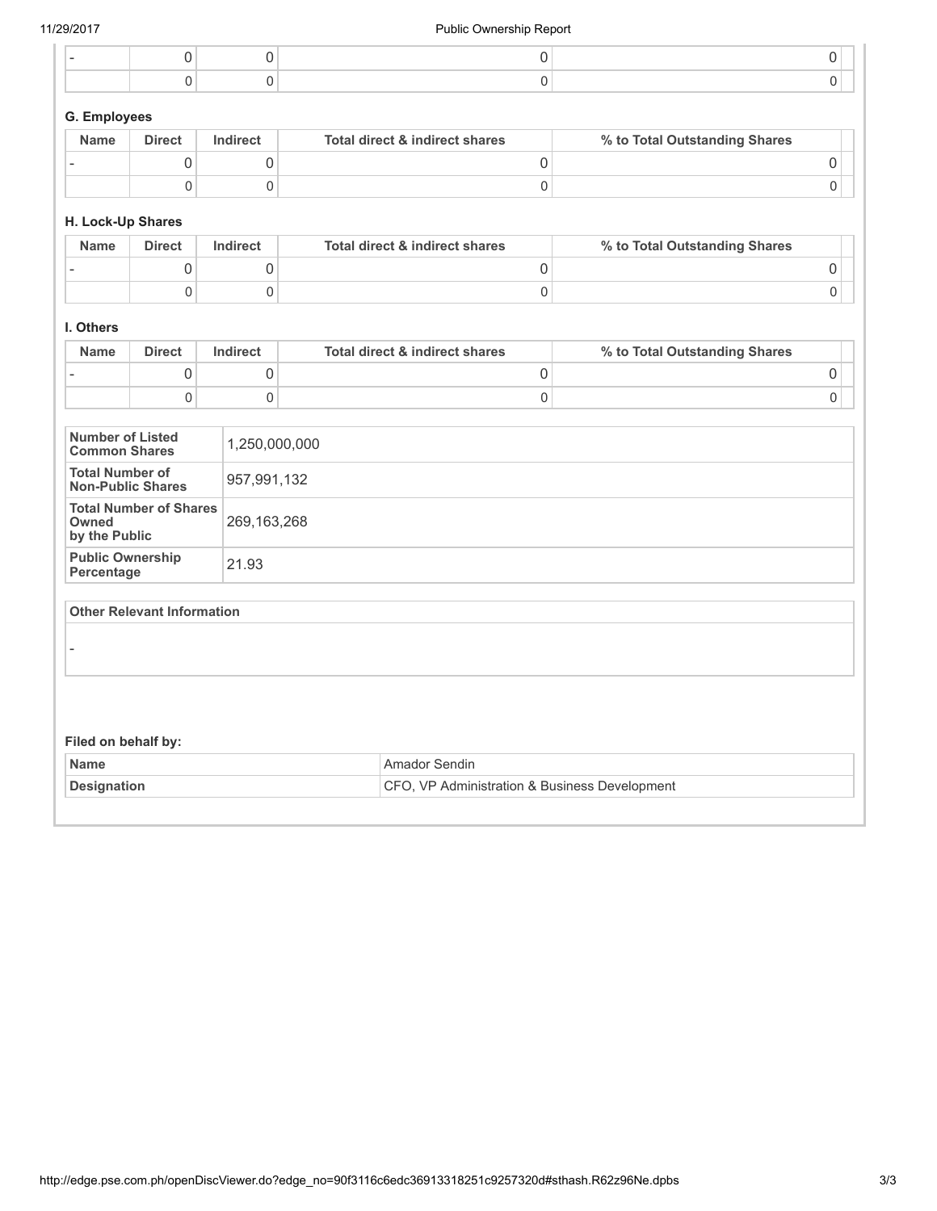| | | | | |
|---|---|---|---|---|
| - | 0 | 0 | 0 | 0 |
| | 0 | 0 | 0 | 0 |

### G. Employees

| Name | Direct | Indirect | Total direct & indirect shares | % to Total Outstanding Shares |
|---|---|---|---|---|
| - | 0 | 0 | 0 | 0 |
| | 0 | 0 | 0 | 0 |

### H. Lock-Up Shares

| Name | Direct | Indirect | Total direct & indirect shares | % to Total Outstanding Shares |
|---|---|---|---|---|
| - | 0 | 0 | 0 | 0 |
| | 0 | 0 | 0 | 0 |

### I. Others

| Name | Direct | Indirect | Total direct & indirect shares | % to Total Outstanding Shares |
|---|---|---|---|---|
| - | 0 | 0 | 0 | 0 |
| | 0 | 0 | 0 | 0 |

| | |
|---|---|
| **Number of Listed Common Shares** | 1,250,000,000 |
| **Total Number of Non-Public Shares** | 957,991,132 |
| **Total Number of Shares Owned by the Public** | 269,163,268 |
| **Public Ownership Percentage** | 21.93 |

| Other Relevant Information |
|---|
| - |

**Filed on behalf by:**

| | |
|---|---|
| **Name** | Amador Sendin |
| **Designation** | CFO, VP Administration & Business Development |